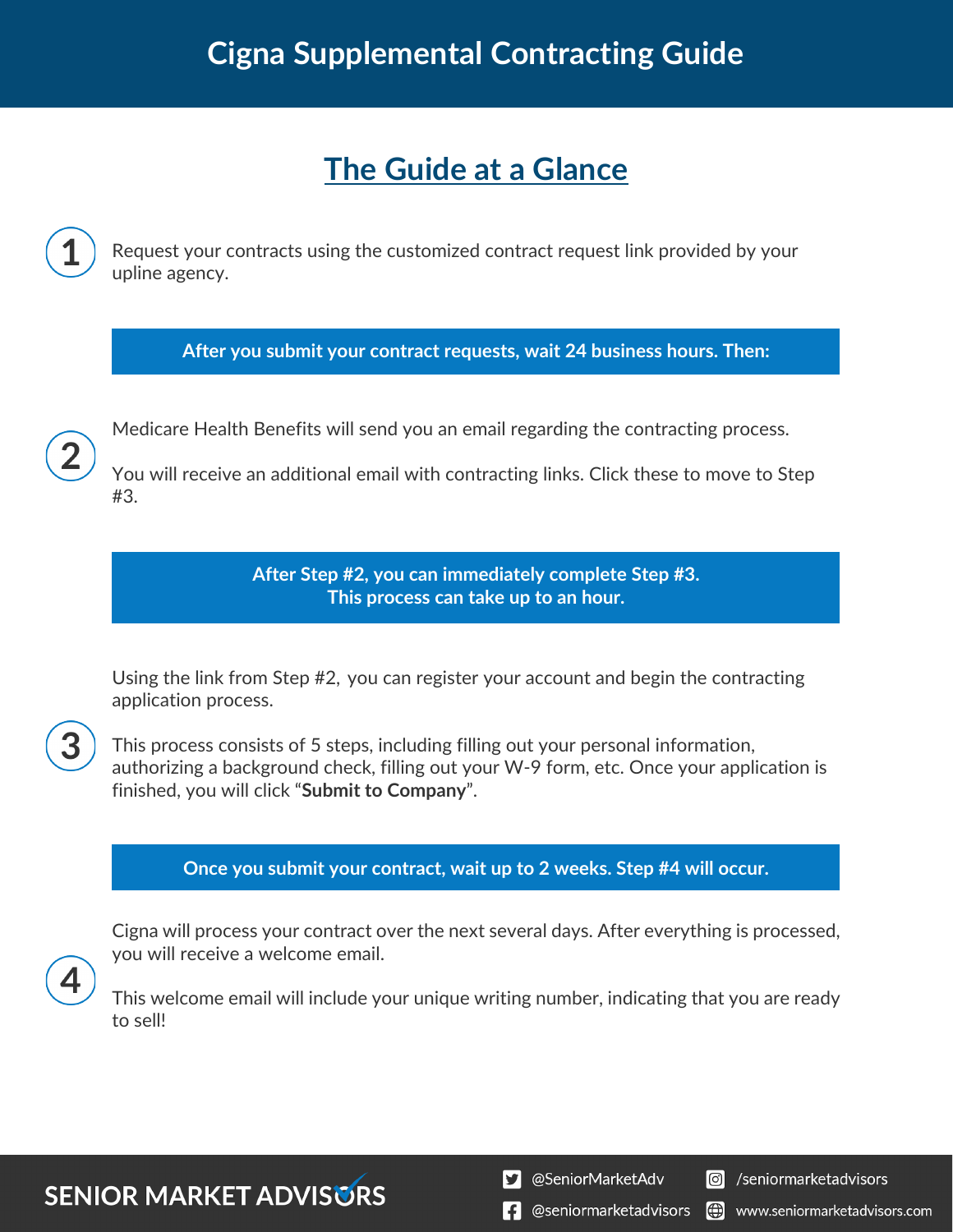# Cigna Supplemental Contracting Guide

## The Guide at a Glance

**1** Request your contracts using the customized contract request link provided by your upline agency.

**After you submit your contract requests, wait 24 business hours. Then:**

**2** Medicare Health Benefits will send you an email regarding the contracting process.

You will receive an additional email with contracting links. Click these to move to Step #3.

**After Step #2, you can immediately complete Step #3.
This process can take up to an hour.**

**3** Using the link from Step #2, you can register your account and begin the contracting application process.

This process consists of 5 steps, including filling out your personal information, authorizing a background check, filling out your W-9 form, etc. Once your application is finished, you will click "**Submit to Company**".

**Once you submit your contract, wait up to 2 weeks. Step #4 will occur.**

**4** Cigna will process your contract over the next several days. After everything is processed, you will receive a welcome email.

This welcome email will include your unique writing number, indicating that you are ready to sell!

SENIOR MARKET ADVISORS

@SenorMarketAdv | /seniormarketadvisors | @seniormarketadvisors | www.seniormarketadvisors.com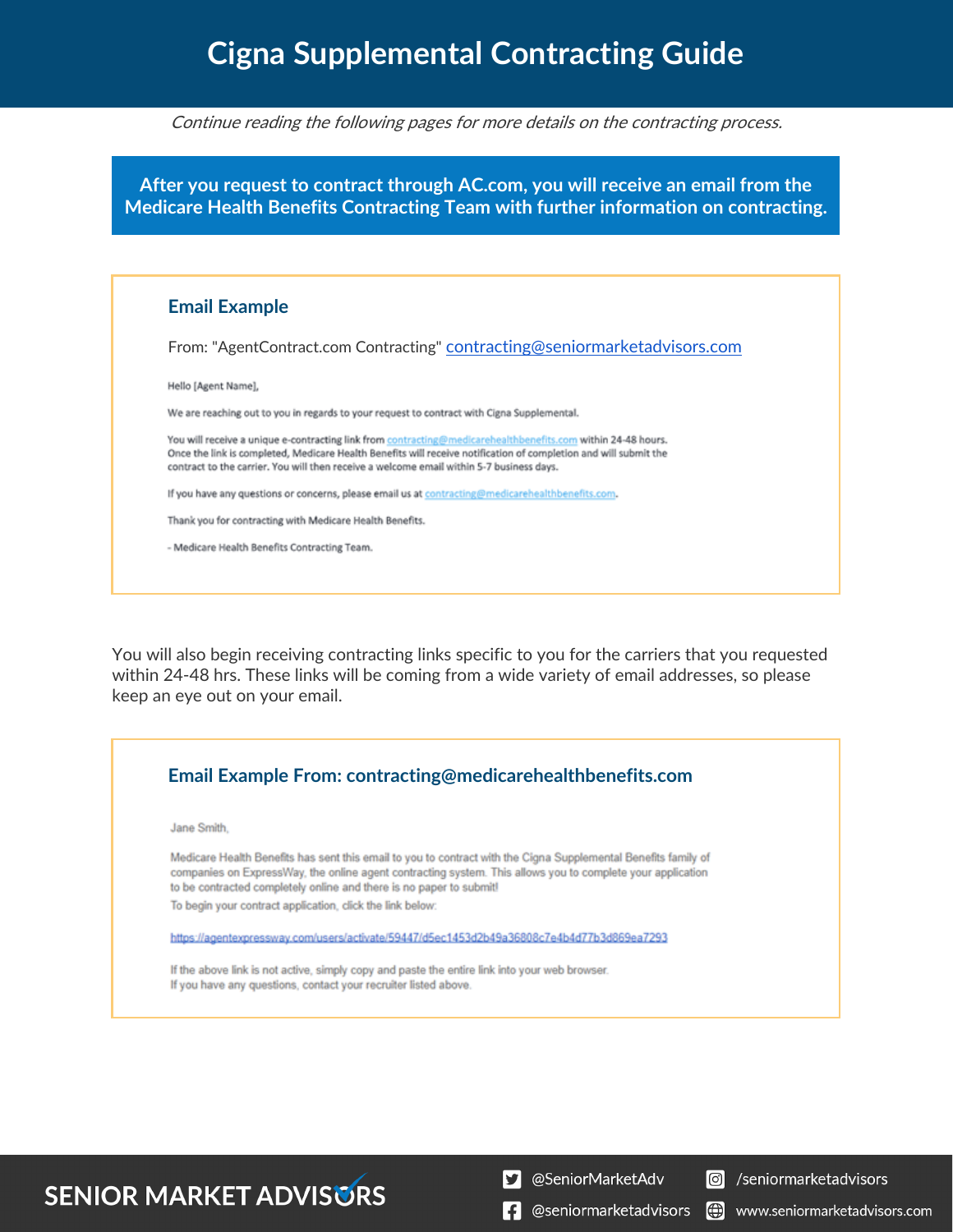# Cigna Supplemental Contracting Guide

*Continue reading the following pages for more details on the contracting process.*

**After you request to contract through AC.com, you will receive an email from the Medicare Health Benefits Contracting Team with further information on contracting.**

### Email Example

From: "AgentContract.com Contracting" contracting@seniormarketadvisors.com

Hello [Agent Name],

We are reaching out to you in regards to your request to contract with Cigna Supplemental.

You will receive a unique e-contracting link from contracting@medicarehealthbenefits.com within 24-48 hours. Once the link is completed, Medicare Health Benefits will receive notification of completion and will submit the contract to the carrier. You will then receive a welcome email within 5-7 business days.

If you have any questions or concerns, please email us at contracting@medicarehealthbenefits.com.

Thank you for contracting with Medicare Health Benefits.

- Medicare Health Benefits Contracting Team.

You will also begin receiving contracting links specific to you for the carriers that you requested within 24-48 hrs. These links will be coming from a wide variety of email addresses, so please keep an eye out on your email.

### Email Example From: contracting@medicarehealthbenefits.com

Jane Smith,

Medicare Health Benefits has sent this email to you to contract with the Cigna Supplemental Benefits family of companies on ExpressWay, the online agent contracting system. This allows you to complete your application to be contracted completely online and there is no paper to submit!

To begin your contract application, click the link below:

https://agentexpressway.com/users/activate/59447/d5ec1453d2b49a36808c7e4b4d77b3d869ea7293

If the above link is not active, simply copy and paste the entire link into your web browser.
If you have any questions, contact your recruiter listed above.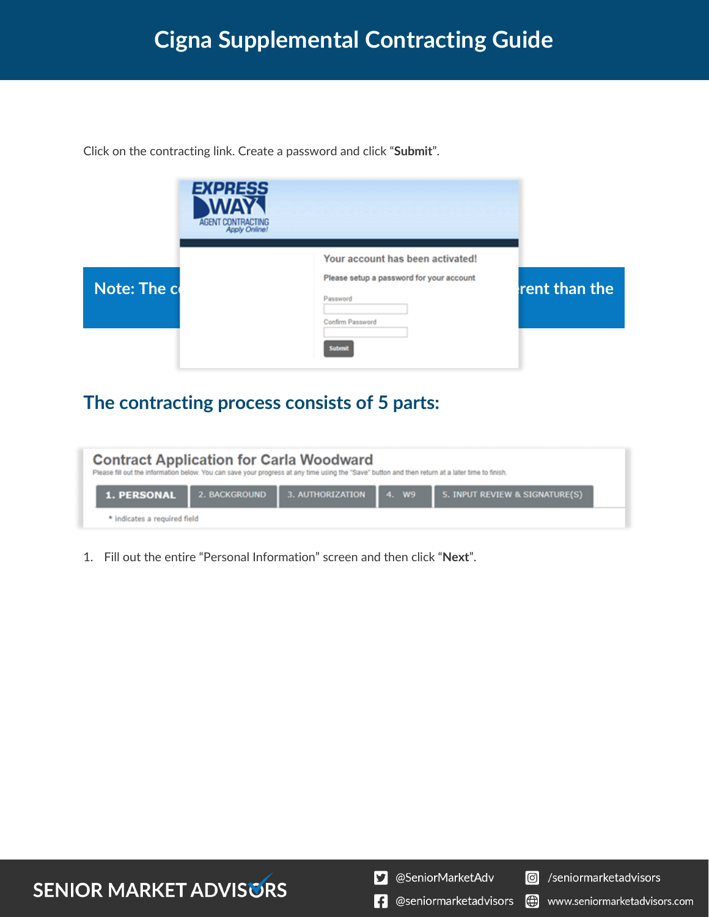Click on the contracting link. Create a password and click “**Submit**”.

Note: The c rent than the

## The contracting process consists of 5 parts:

1. Fill out the entire “Personal Information” screen and then click “**Next**”.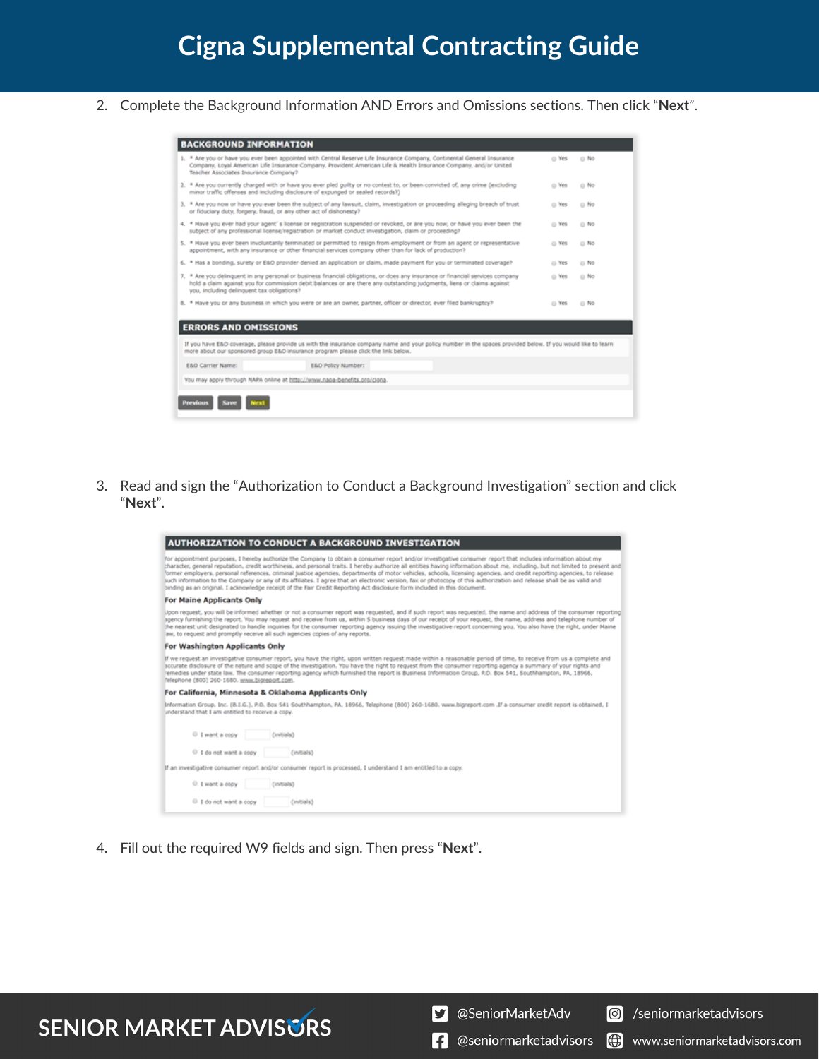2. Complete the Background Information AND Errors and Omissions sections. Then click "**Next**".

**BACKGROUND INFORMATION**

1. * Are you or have you ever been appointed with Central Reserve Life Insurance Company, Continental General Insurance Company, Loyal American Life Insurance Company, Provident American Life & Health Insurance Company, and/or United Teacher Associates Insurance Company? ○ Yes ○ No
2. * Are you currently charged with or have you ever pled guilty or no contest to, or been convicted of, any crime (excluding minor traffic offenses and including disclosure of expunged or sealed records?) ○ Yes ○ No
3. * Are you now or have you ever been the subject of any lawsuit, claim, investigation or proceeding alleging breach of trust or fiduciary duty, forgery, fraud, or any other act of dishonesty? ○ Yes ○ No
4. * Have you ever had your agent's license or registration suspended or revoked, or are you now, or have you ever been the subject of any professional license/registration or market conduct investigation, claim or proceeding? ○ Yes ○ No
5. * Have you ever been involuntarily terminated or permitted to resign from employment or from an agent or representative appointment, with any insurance or other financial services company other than for lack of production? ○ Yes ○ No
6. * Has a bonding, surety or E&O provider denied an application or claim, made payment for you or terminated coverage? ○ Yes ○ No
7. * Are you delinquent in any personal or business financial obligations, or does any insurance or financial services company hold a claim against you for commission debit balances or are there any outstanding judgments, liens or claims against you, including delinquent tax obligations? ○ Yes ○ No
8. * Have you or any business in which you were or are an owner, partner, officer or director, ever filed bankruptcy? ○ Yes ○ No

**ERRORS AND OMISSIONS**

If you have E&O coverage, please provide us with the insurance company name and your policy number in the spaces provided below. If you would like to learn more about our sponsored group E&O insurance program please click the link below.

E&O Carrier Name: ______ E&O Policy Number: ______

You may apply through NAPA online at http://www.napa-benefits.org/cigna.

[Previous] [Save] [Next]

3. Read and sign the "Authorization to Conduct a Background Investigation" section and click "**Next**".

**AUTHORIZATION TO CONDUCT A BACKGROUND INVESTIGATION**

For appointment purposes, I hereby authorize the Company to obtain a consumer report and/or investigative consumer report that includes information about my character, general reputation, credit worthiness, and personal traits. I hereby authorize all entities having information about me, including, but not limited to present and former employers, personal references, criminal justice agencies, departments of motor vehicles, schools, licensing agencies, and credit reporting agencies, to release such information to the Company or any of its affiliates. I agree that an electronic version, fax or photocopy of this authorization and release shall be as valid and binding as an original. I acknowledge receipt of the Fair Credit Reporting Act disclosure form included in this document.

**For Maine Applicants Only**

Upon request, you will be informed whether or not a consumer report was requested, and if such report was requested, the name and address of the consumer reporting agency furnishing the report. You may request and receive from us, within 5 business days of our receipt of your request, the name, address and telephone number of the nearest unit designated to handle inquiries for the consumer reporting agency issuing the investigative report concerning you. You also have the right, under Maine law, to request and promptly receive all such agencies copies of any reports.

**For Washington Applicants Only**

If we request an investigative consumer report, you have the right, upon written request made within a reasonable period of time, to receive from us a complete and accurate disclosure of the nature and scope of the investigation. You have the right to request from the consumer reporting agency a summary of your rights and remedies under state law. The consumer reporting agency which furnished the report is Business Information Group, P.O. Box 541, Southampton, PA, 18966, Telephone (800) 260-1680. www.bigreport.com.

**For California, Minnesota & Oklahoma Applicants Only**

Information Group, Inc. (B.I.G.), P.O. Box 541 Southampton, PA, 18966, Telephone (800) 260-1680. www.bigreport.com .If a consumer credit report is obtained, I understand that I am entitled to receive a copy.

○ I want a copy ______ (initials)

○ I do not want a copy ______ (initials)

If an investigative consumer report and/or consumer report is processed, I understand I am entitled to a copy.

○ I want a copy ______ (initials)

○ I do not want a copy ______ (initials)

4. Fill out the required W9 fields and sign. Then press "**Next**".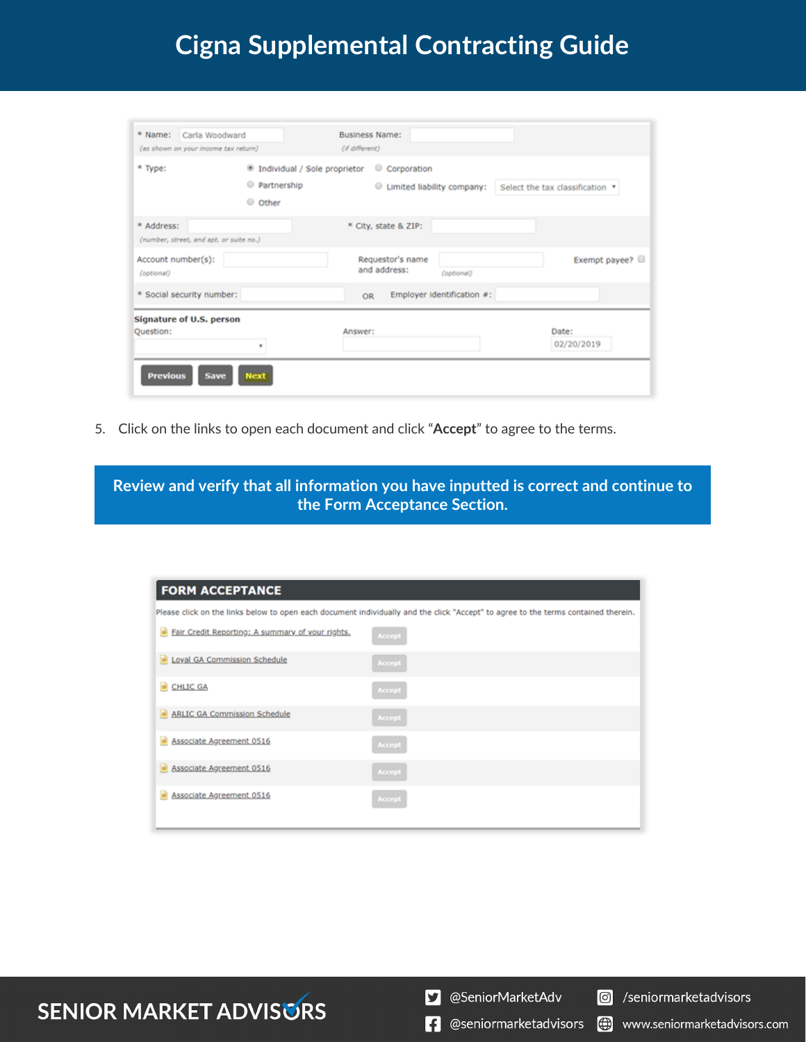# Cigna Supplemental Contracting Guide

| | | | |
|---|---|---|---|
| * Name: Carla Woodward (as shown on your income tax return) | Business Name: (if different) | | |
| * Type: | Individual / Sole proprietor | Corporation | |
| | Partnership | Limited liability company: Select the tax classification | |
| | Other | | |
| * Address: (number, street, and apt. or suite no.) | * City, state & ZIP: | | |
| Account number(s): (optional) | Requestor's name and address: (optional) | | Exempt payee? |
| * Social security number: | OR | Employer identification #: | |

**Signature of U.S. person**

| Question: | Answer: | Date: 02/20/2019 |
|---|---|---|

Previous | Save | Next

5. Click on the links to open each document and click "**Accept**" to agree to the terms.

**Review and verify that all information you have inputted is correct and continue to the Form Acceptance Section.**

**FORM ACCEPTANCE**

Please click on the links below to open each document individually and the click "Accept" to agree to the terms contained therein.

| Document | |
|---|---|
| Fair Credit Reporting: A summary of your rights. | Accept |
| Loyal GA Commission Schedule | Accept |
| CHLIC GA | Accept |
| ARLIC GA Commission Schedule | Accept |
| Associate Agreement 0516 | Accept |
| Associate Agreement 0516 | Accept |
| Associate Agreement 0516 | Accept |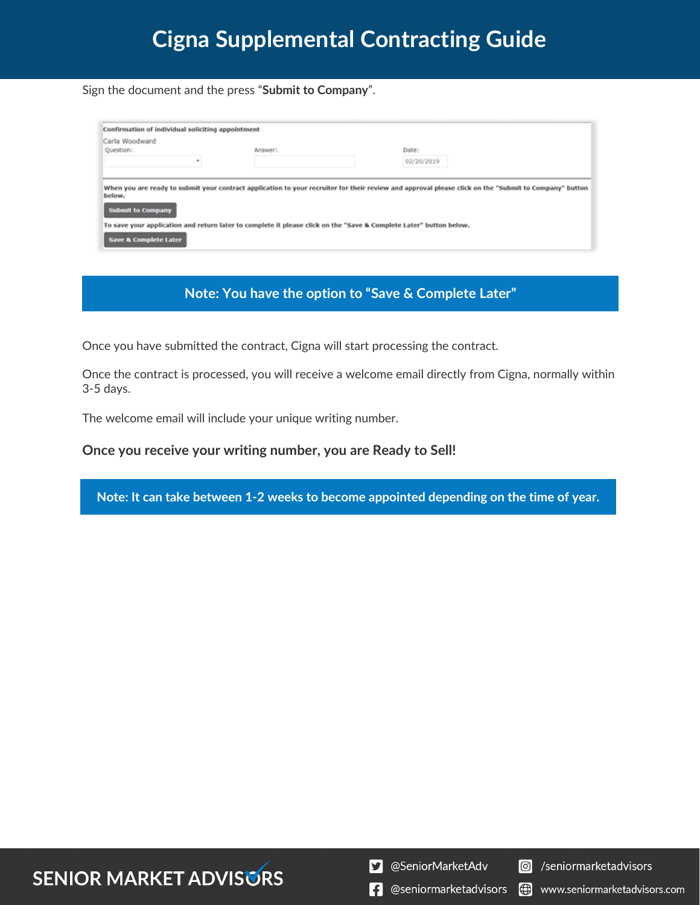Sign the document and the press “**Submit to Company**”.

Confirmation of individual soliciting appointment

Carla Woodward

Question: Answer: Date:

02/20/2019

When you are ready to submit your contract application to your recruiter for their review and approval please click on the "Submit to Company" button below.

Submit to Company

To save your application and return later to complete it please click on the "Save & Complete Later" button below.

Save & Complete Later

**Note: You have the option to “Save & Complete Later”**

Once you have submitted the contract, Cigna will start processing the contract.

Once the contract is processed, you will receive a welcome email directly from Cigna, normally within 3-5 days.

The welcome email will include your unique writing number.

**Once you receive your writing number, you are Ready to Sell!**

**Note: It can take between 1-2 weeks to become appointed depending on the time of year.**